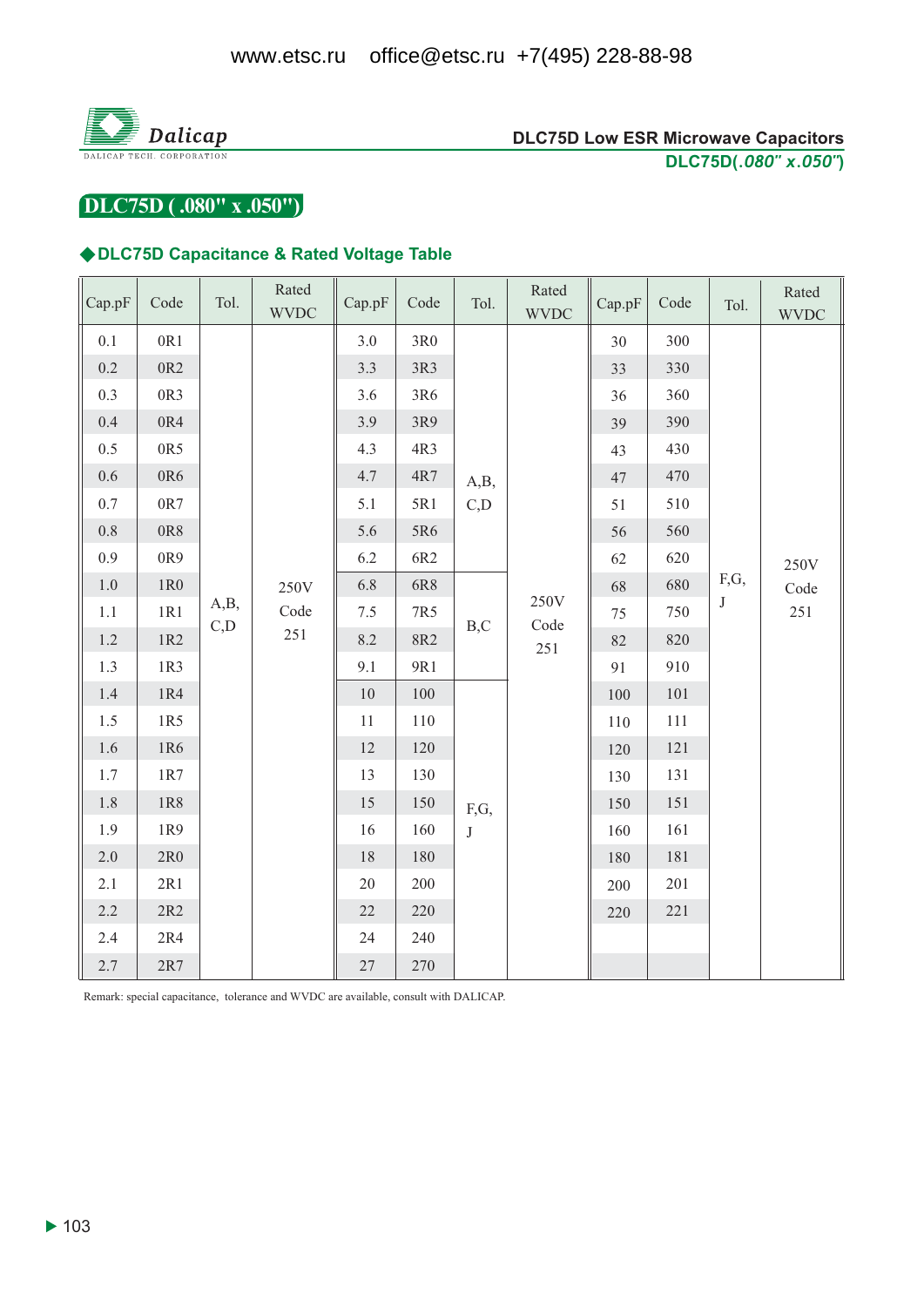# DLC75D ( .080" x .050")

## ◆DLC75D Capacitance & Rated Voltage Table

| Cap.pF | Code | Tol. | Rated WVDC | Cap.pF | Code | Tol. | Rated WVDC | Cap.pF | Code | Tol. | Rated WVDC |
|---|---|---|---|---|---|---|---|---|---|---|---|
| 0.1 | 0R1 | A,B, C,D | 250V Code 251 | 3.0 | 3R0 | A,B, C,D | 250V Code 251 | 30 | 300 | F,G, J | 250V Code 251 |
| 0.2 | 0R2 | | | 3.3 | 3R3 | | | 33 | 330 | | |
| 0.3 | 0R3 | | | 3.6 | 3R6 | | | 36 | 360 | | |
| 0.4 | 0R4 | | | 3.9 | 3R9 | | | 39 | 390 | | |
| 0.5 | 0R5 | | | 4.3 | 4R3 | | | 43 | 430 | | |
| 0.6 | 0R6 | | | 4.7 | 4R7 | | | 47 | 470 | | |
| 0.7 | 0R7 | | | 5.1 | 5R1 | | | 51 | 510 | | |
| 0.8 | 0R8 | | | 5.6 | 5R6 | | | 56 | 560 | | |
| 0.9 | 0R9 | | | 6.2 | 6R2 | | | 62 | 620 | | |
| 1.0 | 1R0 | | | 6.8 | 6R8 | B,C | | 68 | 680 | | |
| 1.1 | 1R1 | | | 7.5 | 7R5 | | | 75 | 750 | | |
| 1.2 | 1R2 | | | 8.2 | 8R2 | | | 82 | 820 | | |
| 1.3 | 1R3 | | | 9.1 | 9R1 | | | 91 | 910 | | |
| 1.4 | 1R4 | | | 10 | 100 | F,G, J | | 100 | 101 | | |
| 1.5 | 1R5 | | | 11 | 110 | | | 110 | 111 | | |
| 1.6 | 1R6 | | | 12 | 120 | | | 120 | 121 | | |
| 1.7 | 1R7 | | | 13 | 130 | | | 130 | 131 | | |
| 1.8 | 1R8 | | | 15 | 150 | | | 150 | 151 | | |
| 1.9 | 1R9 | | | 16 | 160 | | | 160 | 161 | | |
| 2.0 | 2R0 | | | 18 | 180 | | | 180 | 181 | | |
| 2.1 | 2R1 | | | 20 | 200 | | | 200 | 201 | | |
| 2.2 | 2R2 | | | 22 | 220 | | | 220 | 221 | | |
| 2.4 | 2R4 | | | 24 | 240 | | | | | | |
| 2.7 | 2R7 | | | 27 | 270 | | | | | | |

Remark: special capacitance, tolerance and WVDC are available, consult with DALICAP.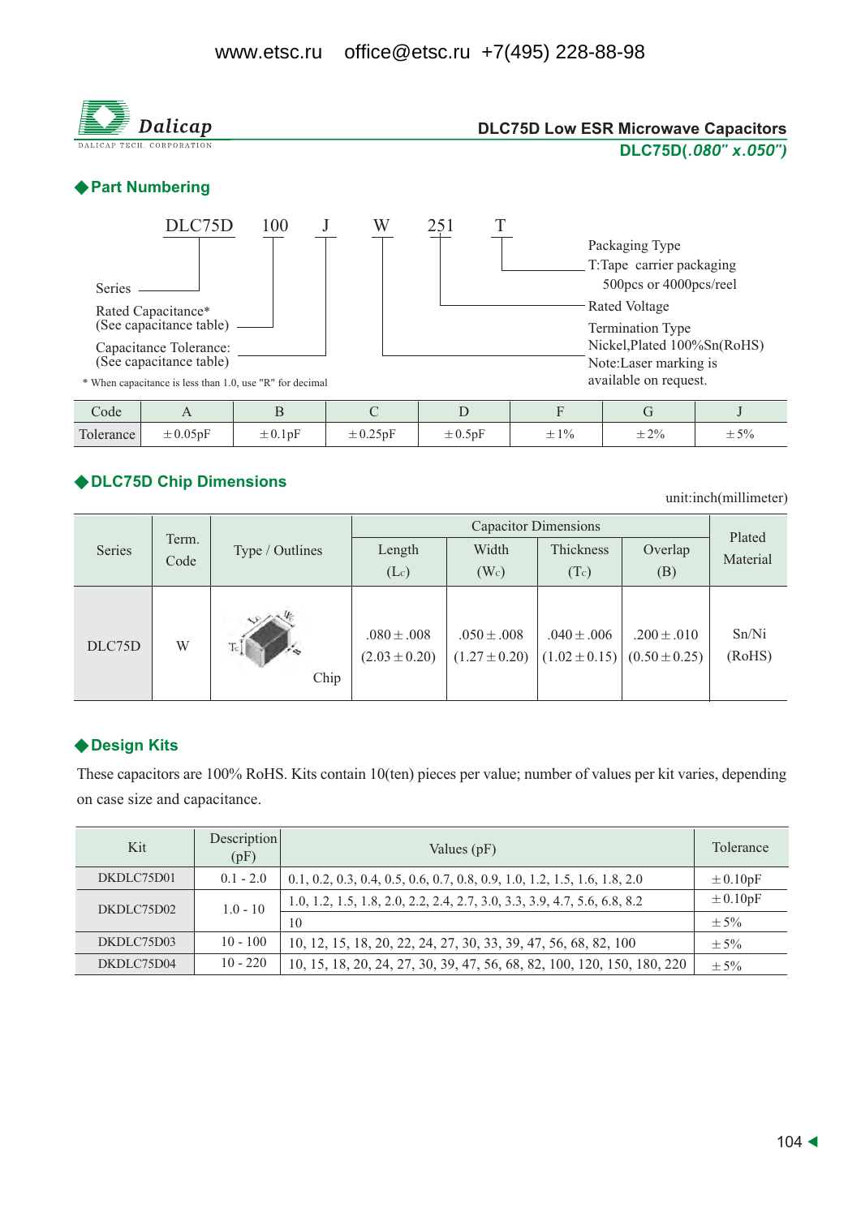www.etsc.ru office@etsc.ru +7(495) 228-88-98

Dalicap
DALICAP TECH. CORPORATION

## DLC75D Low ESR Microwave Capacitors
**DLC75D(*.080" x.050"*)**

## ◆Part Numbering

DLC75D 100 J W 251 T

- Series — DLC75D
- Rated Capacitance* (See capacitance table) — 100
- Capacitance Tolerance: (See capacitance table) — J
- Termination Type — W: Nickel,Plated 100%Sn(RoHS). Note:Laser marking is available on request.
- Rated Voltage — 251
- Packaging Type — T:Tape carrier packaging 500pcs or 4000pcs/reel

\* When capacitance is less than 1.0, use "R" for decimal

| Code | A | B | C | D | F | G | J |
|---|---|---|---|---|---|---|---|
| Tolerance | ±0.05pF | ±0.1pF | ±0.25pF | ±0.5pF | ±1% | ±2% | ±5% |

## ◆DLC75D Chip Dimensions

unit:inch(millimeter)

| Series | Term. Code | Type / Outlines | Capacitor Dimensions | | | | Plated Material |
|---|---|---|---|---|---|---|---|
| | | | Length ($L_C$) | Width ($W_C$) | Thickness ($T_C$) | Overlap (B) | |
| DLC75D | W | Chip | .080±.008 (2.03±0.20) | .050±.008 (1.27±0.20) | .040±.006 (1.02±0.15) | .200±.010 (0.50±0.25) | Sn/Ni (RoHS) |

## ◆Design Kits

These capacitors are 100% RoHS. Kits contain 10(ten) pieces per value; number of values per kit varies, depending on case size and capacitance.

| Kit | Description (pF) | Values (pF) | Tolerance |
|---|---|---|---|
| DKDLC75D01 | 0.1 - 2.0 | 0.1, 0.2, 0.3, 0.4, 0.5, 0.6, 0.7, 0.8, 0.9, 1.0, 1.2, 1.5, 1.6, 1.8, 2.0 | ±0.10pF |
| DKDLC75D02 | 1.0 - 10 | 1.0, 1.2, 1.5, 1.8, 2.0, 2.2, 2.4, 2.7, 3.0, 3.3, 3.9, 4.7, 5.6, 6.8, 8.2 | ±0.10pF |
| | | 10 | ±5% |
| DKDLC75D03 | 10 - 100 | 10, 12, 15, 18, 20, 22, 24, 27, 30, 33, 39, 47, 56, 68, 82, 100 | ±5% |
| DKDLC75D04 | 10 - 220 | 10, 15, 18, 20, 24, 27, 30, 39, 47, 56, 68, 82, 100, 120, 150, 180, 220 | ±5% |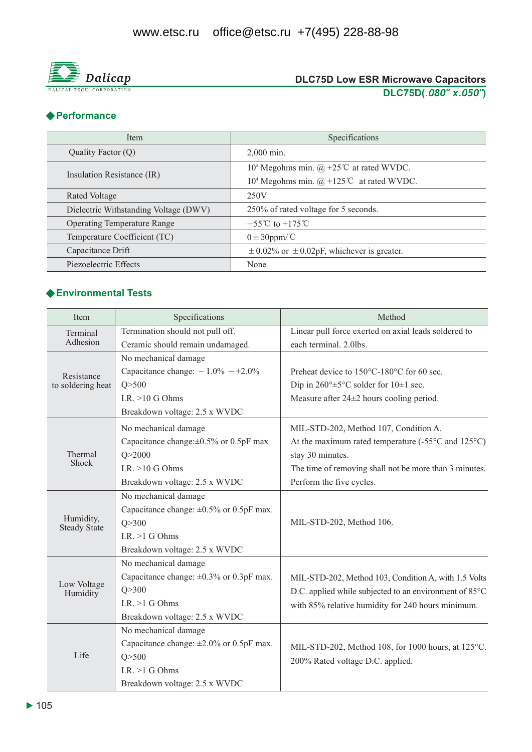# DLC75D Low ESR Microwave Capacitors

**DLC75D(*.080" x.050"*)**

## ◆Performance

| Item | Specifications |
|---|---|
| Quality Factor (Q) | 2,000 min. |
| Insulation Resistance (IR) | $10^5$ Megohms min. @ +25℃ at rated WVDC.<br>$10^4$ Megohms min. @ +125℃ at rated WVDC. |
| Rated Voltage | 250V |
| Dielectric Withstanding Voltage (DWV) | 250% of rated voltage for 5 seconds. |
| Operating Temperature Range | −55℃ to +175℃ |
| Temperature Coefficient (TC) | 0±30ppm/℃ |
| Capacitance Drift | ±0.02% or ±0.02pF, whichever is greater. |
| Piezoelectric Effects | None |

## ◆Environmental Tests

| Item | Specifications | Method |
|---|---|---|
| Terminal Adhesion | Termination should not pull off.<br>Ceramic should remain undamaged. | Linear pull force exerted on axial leads soldered to each terminal. 2.0lbs. |
| Resistance to soldering heat | No mechanical damage<br>Capacitance change: −1.0% ～+2.0%<br>Q>500<br>I.R. >10 G Ohms<br>Breakdown voltage: 2.5 x WVDC | Preheat device to 150°C-180°C for 60 sec.<br>Dip in 260°±5°C solder for 10±1 sec.<br>Measure after 24±2 hours cooling period. |
| Thermal Shock | No mechanical damage<br>Capacitance change:±0.5% or 0.5pF max<br>Q>2000<br>I.R. >10 G Ohms<br>Breakdown voltage: 2.5 x WVDC | MIL-STD-202, Method 107, Condition A.<br>At the maximum rated temperature (-55°C and 125°C) stay 30 minutes.<br>The time of removing shall not be more than 3 minutes.<br>Perform the five cycles. |
| Humidity, Steady State | No mechanical damage<br>Capacitance change: ±0.5% or 0.5pF max.<br>Q>300<br>I.R. >1 G Ohms<br>Breakdown voltage: 2.5 x WVDC | MIL-STD-202, Method 106. |
| Low Voltage Humidity | No mechanical damage<br>Capacitance change: ±0.3% or 0.3pF max.<br>Q>300<br>I.R. >1 G Ohms<br>Breakdown voltage: 2.5 x WVDC | MIL-STD-202, Method 103, Condition A, with 1.5 Volts D.C. applied while subjected to an environment of 85°C with 85% relative humidity for 240 hours minimum. |
| Life | No mechanical damage<br>Capacitance change: ±2.0% or 0.5pF max.<br>Q>500<br>I.R. >1 G Ohms<br>Breakdown voltage: 2.5 x WVDC | MIL-STD-202, Method 108, for 1000 hours, at 125°C.<br>200% Rated voltage D.C. applied. |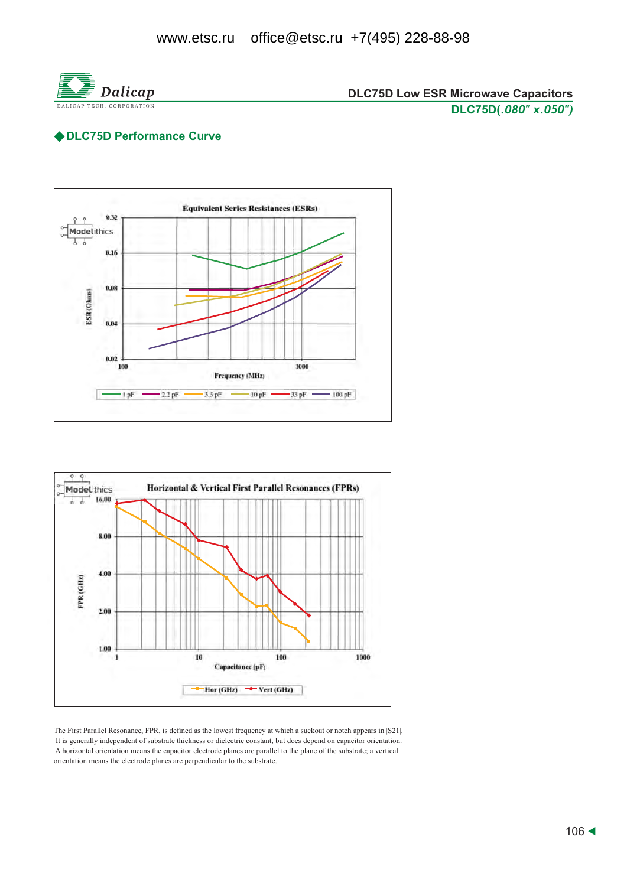## ◆DLC75D Performance Curve

**Equivalent Series Resistances (ESRs)**

ESR (Ohms): 0.32, 0.16, 0.08, 0.04, 0.02

Frequency (MHz): 100, 1000

Legend: 1 pF, 2.2 pF, 3.3 pF, 10 pF, 33 pF, 100 pF

**Horizontal & Vertical First Parallel Resonances (FPRs)**

FPR (GHz): 16.00, 8.00, 4.00, 2.00, 1.00

Capacitance (pF): 1, 10, 100, 1000

Legend: Hor (GHz), Vert (GHz)

The First Parallel Resonance, FPR, is defined as the lowest frequency at which a suckout or notch appears in |S21|. It is generally independent of substrate thickness or dielectric constant, but does depend on capacitor orientation. A horizontal orientation means the capacitor electrode planes are parallel to the plane of the substrate; a vertical orientation means the electrode planes are perpendicular to the substrate.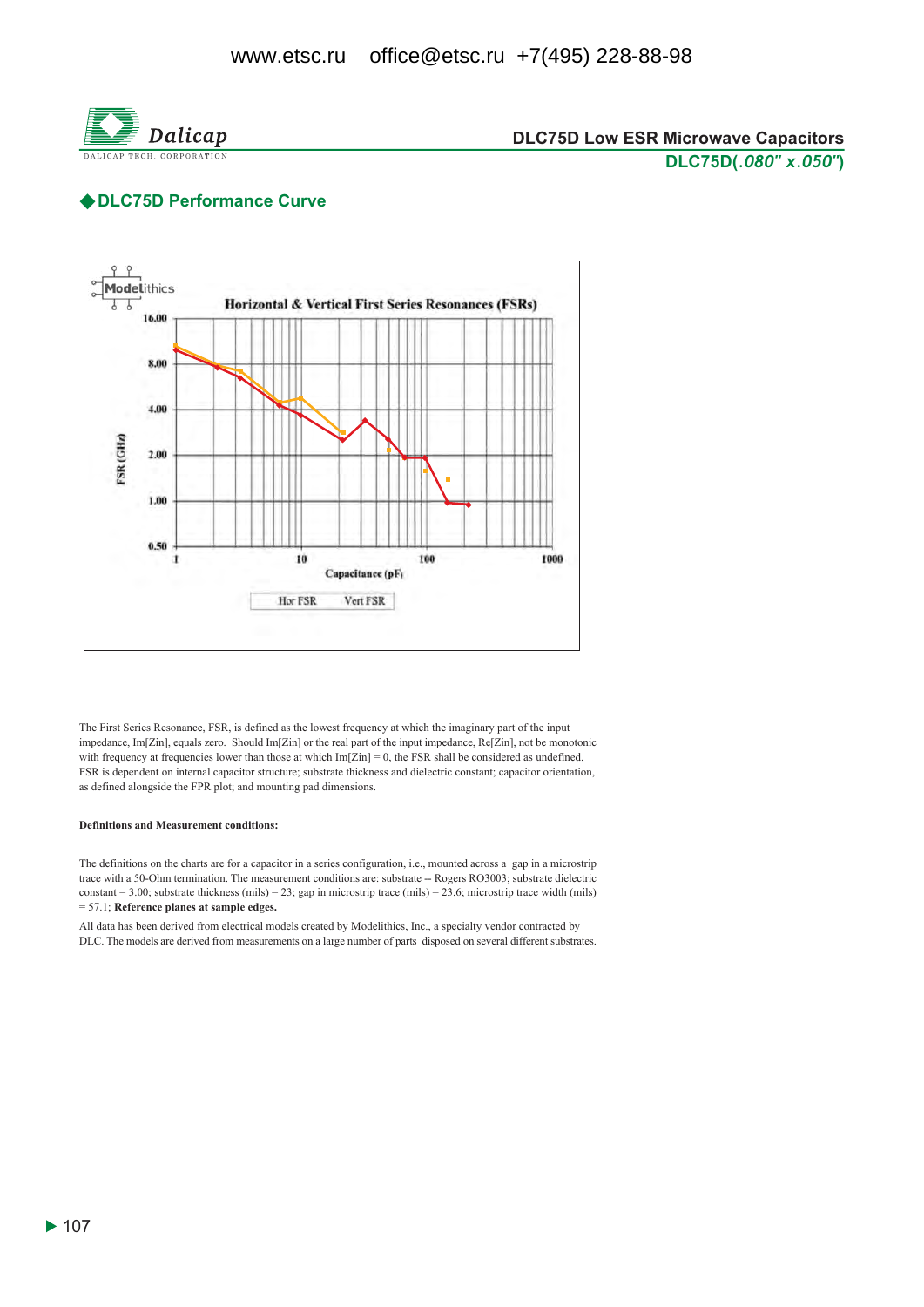## ◆DLC75D Performance Curve

Modelithics

Horizontal & Vertical First Series Resonances (FSRs)

FSR (GHz)

16.00

8.00

4.00

2.00

1.00

0.50

1

10

100

1000

Capacitance (pF)

Hor FSR    Vert FSR

The First Series Resonance, FSR, is defined as the lowest frequency at which the imaginary part of the input impedance, Im[Zin], equals zero. Should Im[Zin] or the real part of the input impedance, Re[Zin], not be monotonic with frequency at frequencies lower than those at which Im[Zin] = 0, the FSR shall be considered as undefined. FSR is dependent on internal capacitor structure; substrate thickness and dielectric constant; capacitor orientation, as defined alongside the FPR plot; and mounting pad dimensions.

**Definitions and Measurement conditions:**

The definitions on the charts are for a capacitor in a series configuration, i.e., mounted across a gap in a microstrip trace with a 50-Ohm termination. The measurement conditions are: substrate -- Rogers RO3003; substrate dielectric constant = 3.00; substrate thickness (mils) = 23; gap in microstrip trace (mils) = 23.6; microstrip trace width (mils) = 57.1; **Reference planes at sample edges.**

All data has been derived from electrical models created by Modelithics, Inc., a specialty vendor contracted by DLC. The models are derived from measurements on a large number of parts disposed on several different substrates.